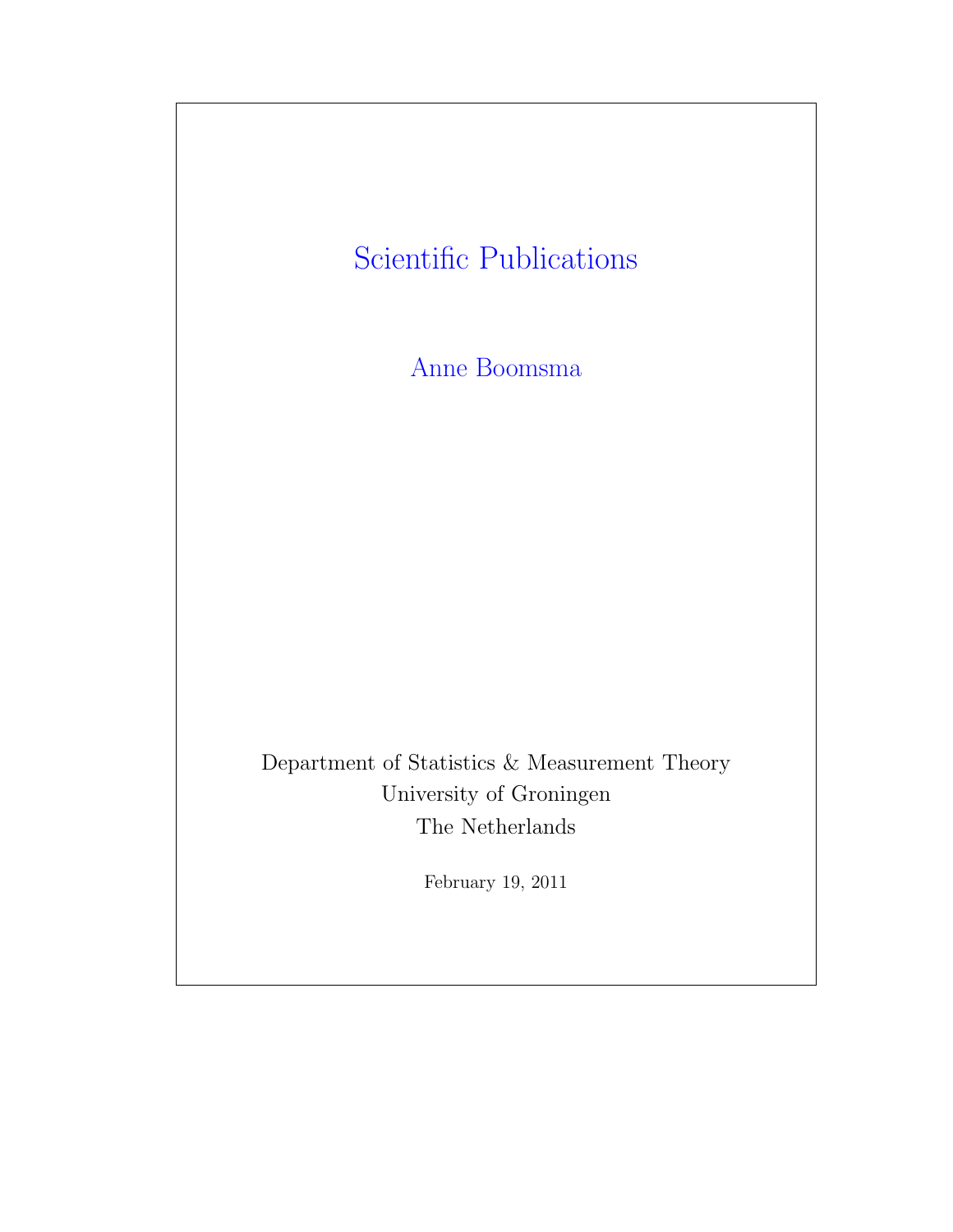# Scientific Publications

## Anne Boomsma

Department of Statistics & Measurement Theory
University of Groningen
The Netherlands

February 19, 2011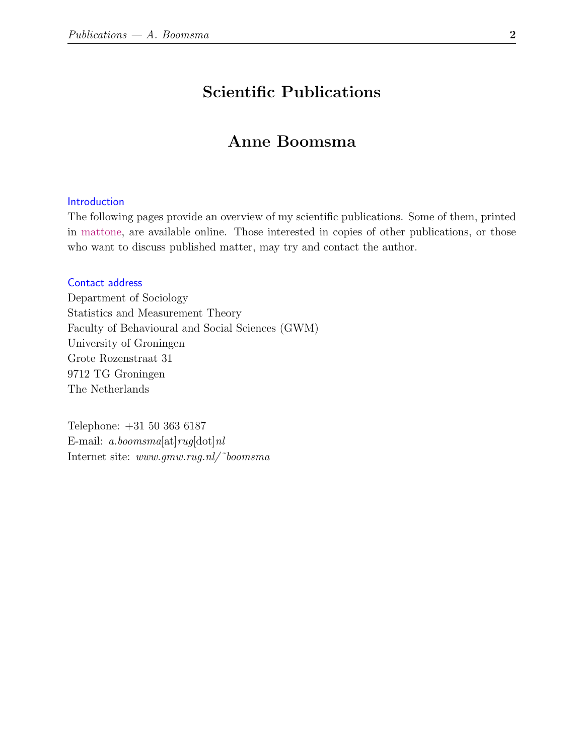# Scientific Publications

# Anne Boomsma

### Introduction

The following pages provide an overview of my scientific publications. Some of them, printed in mattone, are available online. Those interested in copies of other publications, or those who want to discuss published matter, may try and contact the author.

### Contact address

Department of Sociology
Statistics and Measurement Theory
Faculty of Behavioural and Social Sciences (GWM)
University of Groningen
Grote Rozenstraat 31
9712 TG Groningen
The Netherlands

Telephone: +31 50 363 6187
E-mail: *a.boomsma*[at]*rug*[dot]*nl*
Internet site: *www.gmw.rug.nl/˜boomsma*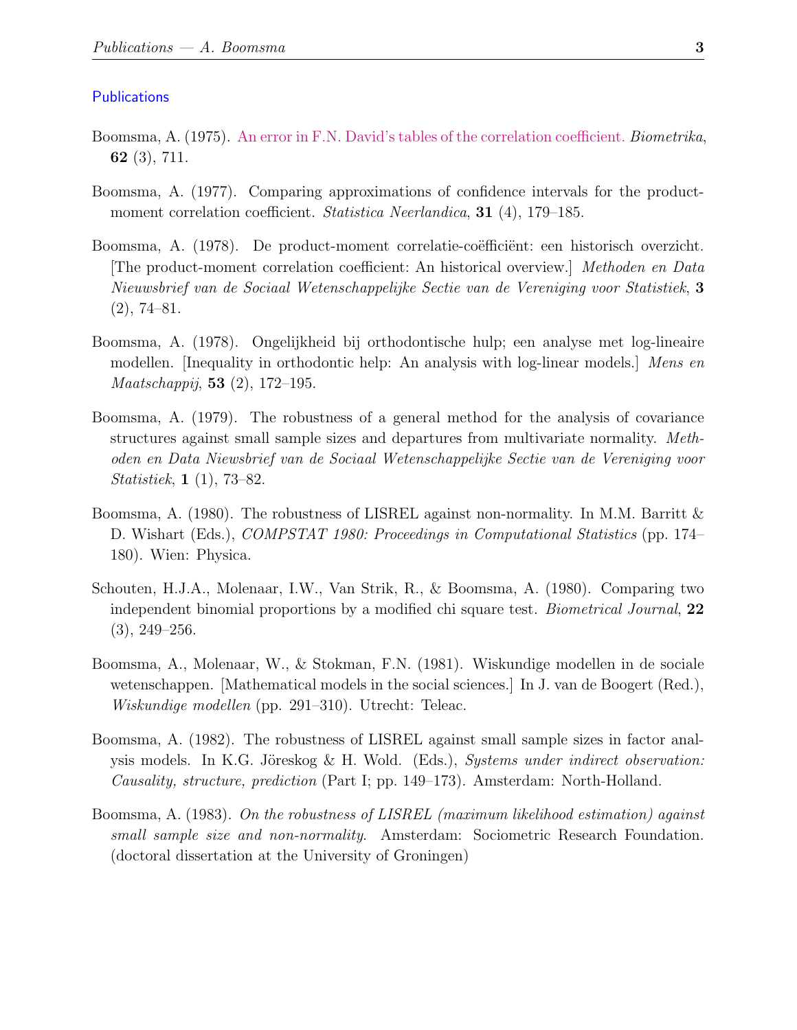## Publications

Boomsma, A. (1975). An error in F.N. David's tables of the correlation coefficient. *Biometrika*, **62** (3), 711.

Boomsma, A. (1977). Comparing approximations of confidence intervals for the product-moment correlation coefficient. *Statistica Neerlandica*, **31** (4), 179–185.

Boomsma, A. (1978). De product-moment correlatie-coëfficiënt: een historisch overzicht. [The product-moment correlation coefficient: An historical overview.] *Methoden en Data Nieuwsbrief van de Sociaal Wetenschappelijke Sectie van de Vereniging voor Statistiek*, **3** (2), 74–81.

Boomsma, A. (1978). Ongelijkheid bij orthodontische hulp; een analyse met log-lineaire modellen. [Inequality in orthodontic help: An analysis with log-linear models.] *Mens en Maatschappij*, **53** (2), 172–195.

Boomsma, A. (1979). The robustness of a general method for the analysis of covariance structures against small sample sizes and departures from multivariate normality. *Methoden en Data Niewsbrief van de Sociaal Wetenschappelijke Sectie van de Vereniging voor Statistiek*, **1** (1), 73–82.

Boomsma, A. (1980). The robustness of LISREL against non-normality. In M.M. Barritt & D. Wishart (Eds.), *COMPSTAT 1980: Proceedings in Computational Statistics* (pp. 174–180). Wien: Physica.

Schouten, H.J.A., Molenaar, I.W., Van Strik, R., & Boomsma, A. (1980). Comparing two independent binomial proportions by a modified chi square test. *Biometrical Journal*, **22** (3), 249–256.

Boomsma, A., Molenaar, W., & Stokman, F.N. (1981). Wiskundige modellen in de sociale wetenschappen. [Mathematical models in the social sciences.] In J. van de Boogert (Red.), *Wiskundige modellen* (pp. 291–310). Utrecht: Teleac.

Boomsma, A. (1982). The robustness of LISREL against small sample sizes in factor analysis models. In K.G. Jöreskog & H. Wold. (Eds.), *Systems under indirect observation: Causality, structure, prediction* (Part I; pp. 149–173). Amsterdam: North-Holland.

Boomsma, A. (1983). *On the robustness of LISREL (maximum likelihood estimation) against small sample size and non-normality*. Amsterdam: Sociometric Research Foundation. (doctoral dissertation at the University of Groningen)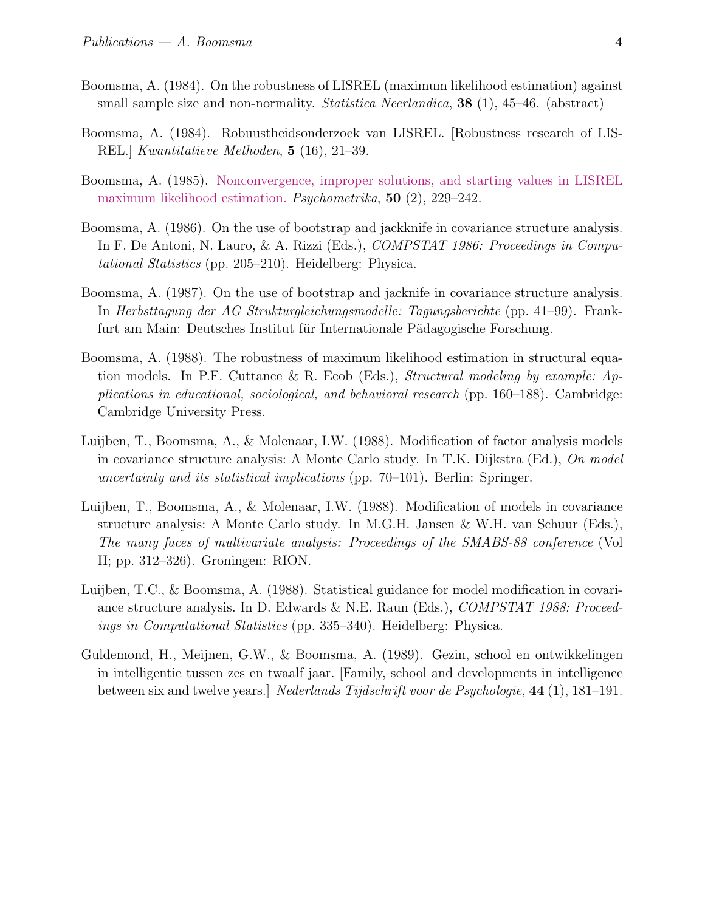Boomsma, A. (1984). On the robustness of LISREL (maximum likelihood estimation) against small sample size and non-normality. *Statistica Neerlandica*, **38** (1), 45–46. (abstract)

Boomsma, A. (1984). Robuustheidsonderzoek van LISREL. [Robustness research of LISREL.] *Kwantitatieve Methoden*, **5** (16), 21–39.

Boomsma, A. (1985). Nonconvergence, improper solutions, and starting values in LISREL maximum likelihood estimation. *Psychometrika*, **50** (2), 229–242.

Boomsma, A. (1986). On the use of bootstrap and jackknife in covariance structure analysis. In F. De Antoni, N. Lauro, & A. Rizzi (Eds.), *COMPSTAT 1986: Proceedings in Computational Statistics* (pp. 205–210). Heidelberg: Physica.

Boomsma, A. (1987). On the use of bootstrap and jacknife in covariance structure analysis. In *Herbsttagung der AG Strukturgleichungsmodelle: Tagungsberichte* (pp. 41–99). Frankfurt am Main: Deutsches Institut für Internationale Pädagogische Forschung.

Boomsma, A. (1988). The robustness of maximum likelihood estimation in structural equation models. In P.F. Cuttance & R. Ecob (Eds.), *Structural modeling by example: Applications in educational, sociological, and behavioral research* (pp. 160–188). Cambridge: Cambridge University Press.

Luijben, T., Boomsma, A., & Molenaar, I.W. (1988). Modification of factor analysis models in covariance structure analysis: A Monte Carlo study. In T.K. Dijkstra (Ed.), *On model uncertainty and its statistical implications* (pp. 70–101). Berlin: Springer.

Luijben, T., Boomsma, A., & Molenaar, I.W. (1988). Modification of models in covariance structure analysis: A Monte Carlo study. In M.G.H. Jansen & W.H. van Schuur (Eds.), *The many faces of multivariate analysis: Proceedings of the SMABS-88 conference* (Vol II; pp. 312–326). Groningen: RION.

Luijben, T.C., & Boomsma, A. (1988). Statistical guidance for model modification in covariance structure analysis. In D. Edwards & N.E. Raun (Eds.), *COMPSTAT 1988: Proceedings in Computational Statistics* (pp. 335–340). Heidelberg: Physica.

Guldemond, H., Meijnen, G.W., & Boomsma, A. (1989). Gezin, school en ontwikkelingen in intelligentie tussen zes en twaalf jaar. [Family, school and developments in intelligence between six and twelve years.] *Nederlands Tijdschrift voor de Psychologie*, **44** (1), 181–191.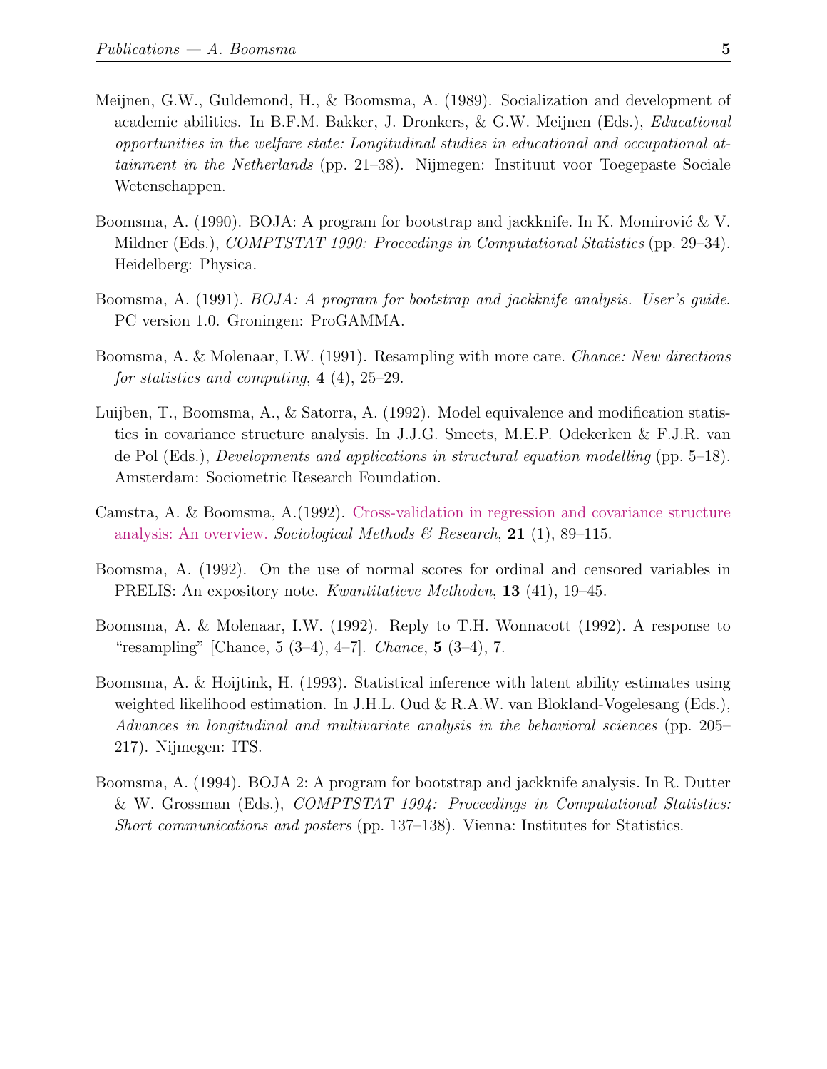Meijnen, G.W., Guldemond, H., & Boomsma, A. (1989). Socialization and development of academic abilities. In B.F.M. Bakker, J. Dronkers, & G.W. Meijnen (Eds.), *Educational opportunities in the welfare state: Longitudinal studies in educational and occupational attainment in the Netherlands* (pp. 21–38). Nijmegen: Instituut voor Toegepaste Sociale Wetenschappen.

Boomsma, A. (1990). BOJA: A program for bootstrap and jackknife. In K. Momirović & V. Mildner (Eds.), *COMPTSTAT 1990: Proceedings in Computational Statistics* (pp. 29–34). Heidelberg: Physica.

Boomsma, A. (1991). *BOJA: A program for bootstrap and jackknife analysis. User's guide*. PC version 1.0. Groningen: ProGAMMA.

Boomsma, A. & Molenaar, I.W. (1991). Resampling with more care. *Chance: New directions for statistics and computing*, **4** (4), 25–29.

Luijben, T., Boomsma, A., & Satorra, A. (1992). Model equivalence and modification statistics in covariance structure analysis. In J.J.G. Smeets, M.E.P. Odekerken & F.J.R. van de Pol (Eds.), *Developments and applications in structural equation modelling* (pp. 5–18). Amsterdam: Sociometric Research Foundation.

Camstra, A. & Boomsma, A.(1992). Cross-validation in regression and covariance structure analysis: An overview. *Sociological Methods & Research*, **21** (1), 89–115.

Boomsma, A. (1992). On the use of normal scores for ordinal and censored variables in PRELIS: An expository note. *Kwantitatieve Methoden*, **13** (41), 19–45.

Boomsma, A. & Molenaar, I.W. (1992). Reply to T.H. Wonnacott (1992). A response to "resampling" [Chance, 5 (3–4), 4–7]. *Chance*, **5** (3–4), 7.

Boomsma, A. & Hoijtink, H. (1993). Statistical inference with latent ability estimates using weighted likelihood estimation. In J.H.L. Oud & R.A.W. van Blokland-Vogelesang (Eds.), *Advances in longitudinal and multivariate analysis in the behavioral sciences* (pp. 205–217). Nijmegen: ITS.

Boomsma, A. (1994). BOJA 2: A program for bootstrap and jackknife analysis. In R. Dutter & W. Grossman (Eds.), *COMPTSTAT 1994: Proceedings in Computational Statistics: Short communications and posters* (pp. 137–138). Vienna: Institutes for Statistics.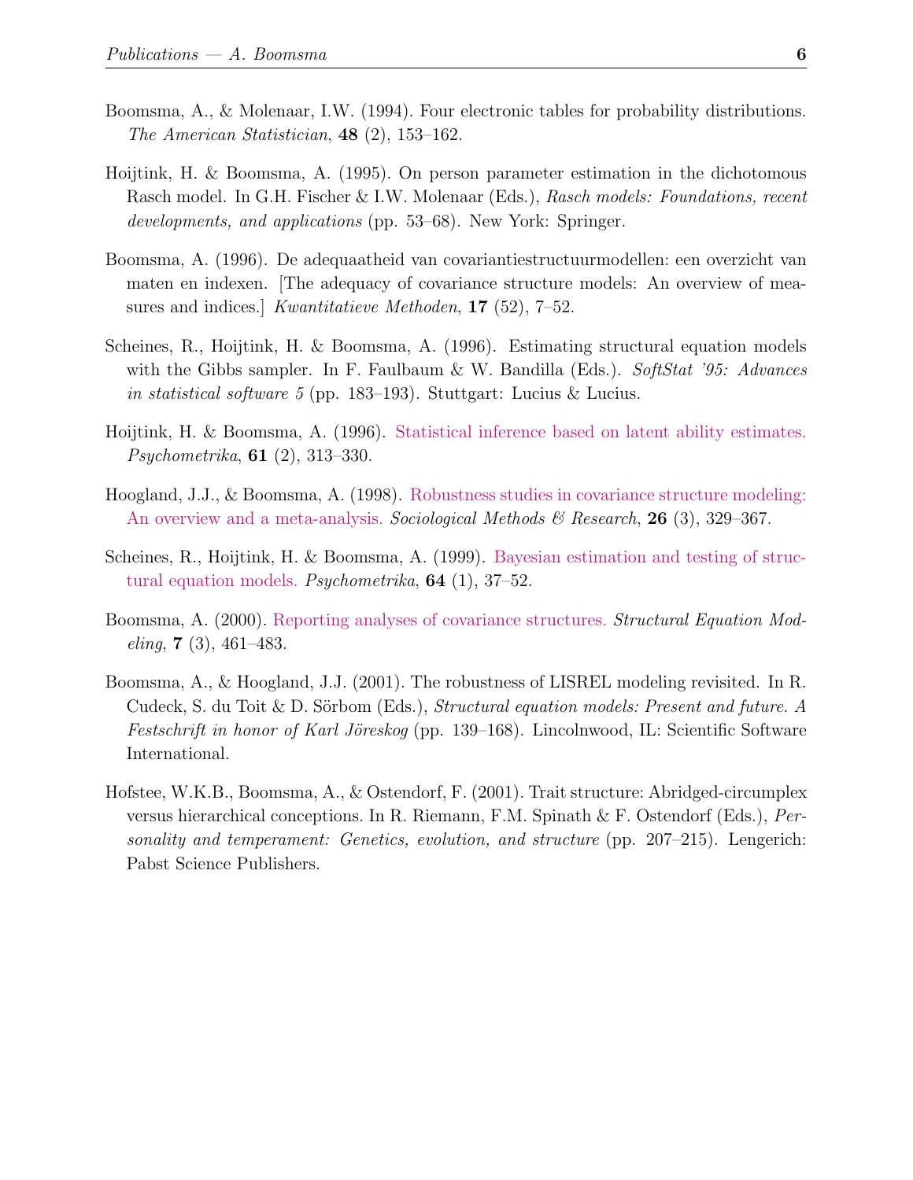Boomsma, A., & Molenaar, I.W. (1994). Four electronic tables for probability distributions. *The American Statistician*, **48** (2), 153–162.

Hoijtink, H. & Boomsma, A. (1995). On person parameter estimation in the dichotomous Rasch model. In G.H. Fischer & I.W. Molenaar (Eds.), *Rasch models: Foundations, recent developments, and applications* (pp. 53–68). New York: Springer.

Boomsma, A. (1996). De adequaatheid van covariantiestructuurmodellen: een overzicht van maten en indexen. [The adequacy of covariance structure models: An overview of measures and indices.] *Kwantitatieve Methoden*, **17** (52), 7–52.

Scheines, R., Hoijtink, H. & Boomsma, A. (1996). Estimating structural equation models with the Gibbs sampler. In F. Faulbaum & W. Bandilla (Eds.). *SoftStat '95: Advances in statistical software 5* (pp. 183–193). Stuttgart: Lucius & Lucius.

Hoijtink, H. & Boomsma, A. (1996). Statistical inference based on latent ability estimates. *Psychometrika*, **61** (2), 313–330.

Hoogland, J.J., & Boomsma, A. (1998). Robustness studies in covariance structure modeling: An overview and a meta-analysis. *Sociological Methods & Research*, **26** (3), 329–367.

Scheines, R., Hoijtink, H. & Boomsma, A. (1999). Bayesian estimation and testing of structural equation models. *Psychometrika*, **64** (1), 37–52.

Boomsma, A. (2000). Reporting analyses of covariance structures. *Structural Equation Modeling*, **7** (3), 461–483.

Boomsma, A., & Hoogland, J.J. (2001). The robustness of LISREL modeling revisited. In R. Cudeck, S. du Toit & D. Sörbom (Eds.), *Structural equation models: Present and future. A Festschrift in honor of Karl Jöreskog* (pp. 139–168). Lincolnwood, IL: Scientific Software International.

Hofstee, W.K.B., Boomsma, A., & Ostendorf, F. (2001). Trait structure: Abridged-circumplex versus hierarchical conceptions. In R. Riemann, F.M. Spinath & F. Ostendorf (Eds.), *Personality and temperament: Genetics, evolution, and structure* (pp. 207–215). Lengerich: Pabst Science Publishers.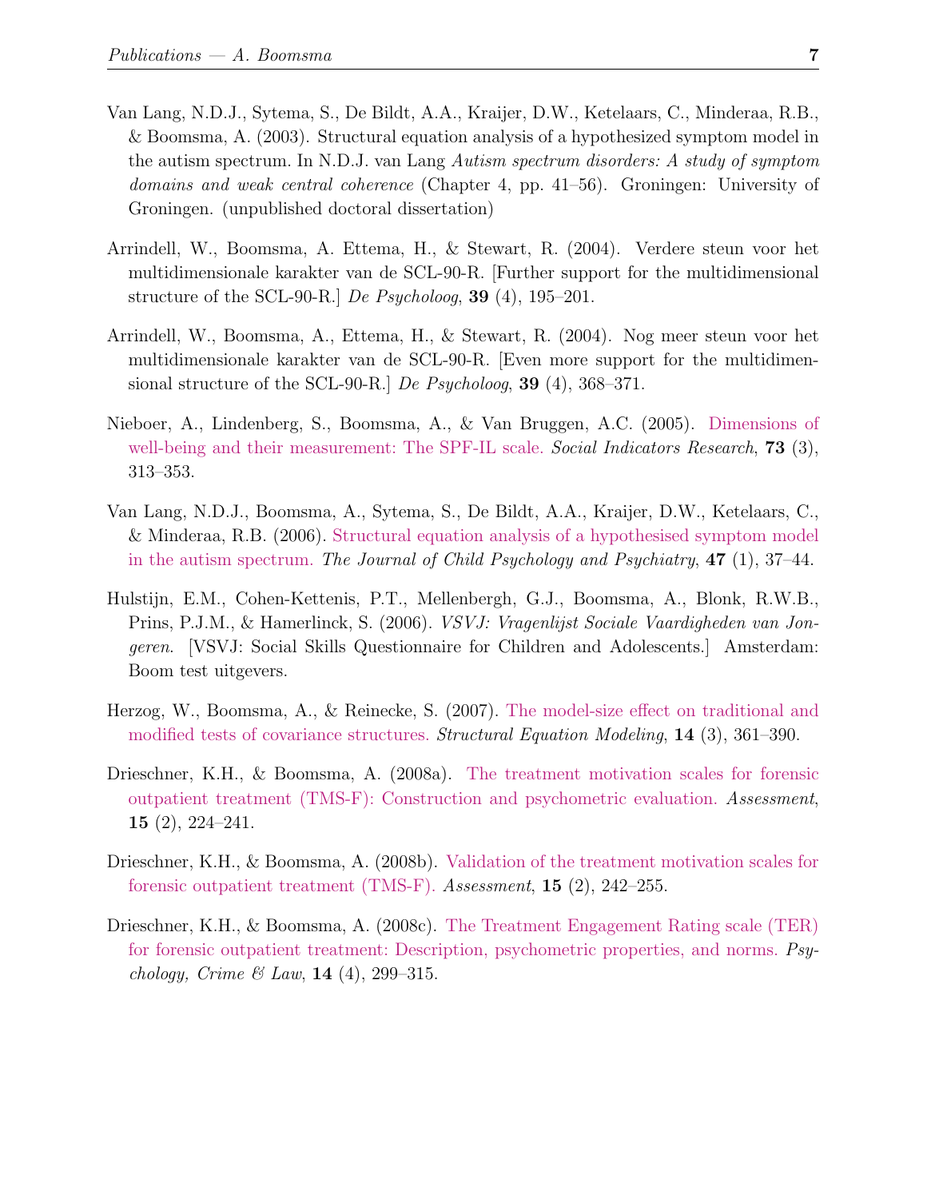Van Lang, N.D.J., Sytema, S., De Bildt, A.A., Kraijer, D.W., Ketelaars, C., Minderaa, R.B., & Boomsma, A. (2003). Structural equation analysis of a hypothesized symptom model in the autism spectrum. In N.D.J. van Lang *Autism spectrum disorders: A study of symptom domains and weak central coherence* (Chapter 4, pp. 41–56). Groningen: University of Groningen. (unpublished doctoral dissertation)

Arrindell, W., Boomsma, A. Ettema, H., & Stewart, R. (2004). Verdere steun voor het multidimensionale karakter van de SCL-90-R. [Further support for the multidimensional structure of the SCL-90-R.] *De Psycholoog*, **39** (4), 195–201.

Arrindell, W., Boomsma, A., Ettema, H., & Stewart, R. (2004). Nog meer steun voor het multidimensionale karakter van de SCL-90-R. [Even more support for the multidimensional structure of the SCL-90-R.] *De Psycholoog*, **39** (4), 368–371.

Nieboer, A., Lindenberg, S., Boomsma, A., & Van Bruggen, A.C. (2005). Dimensions of well-being and their measurement: The SPF-IL scale. *Social Indicators Research*, **73** (3), 313–353.

Van Lang, N.D.J., Boomsma, A., Sytema, S., De Bildt, A.A., Kraijer, D.W., Ketelaars, C., & Minderaa, R.B. (2006). Structural equation analysis of a hypothesised symptom model in the autism spectrum. *The Journal of Child Psychology and Psychiatry*, **47** (1), 37–44.

Hulstijn, E.M., Cohen-Kettenis, P.T., Mellenbergh, G.J., Boomsma, A., Blonk, R.W.B., Prins, P.J.M., & Hamerlinck, S. (2006). *VSVJ: Vragenlijst Sociale Vaardigheden van Jongeren*. [VSVJ: Social Skills Questionnaire for Children and Adolescents.] Amsterdam: Boom test uitgevers.

Herzog, W., Boomsma, A., & Reinecke, S. (2007). The model-size effect on traditional and modified tests of covariance structures. *Structural Equation Modeling*, **14** (3), 361–390.

Drieschner, K.H., & Boomsma, A. (2008a). The treatment motivation scales for forensic outpatient treatment (TMS-F): Construction and psychometric evaluation. *Assessment*, **15** (2), 224–241.

Drieschner, K.H., & Boomsma, A. (2008b). Validation of the treatment motivation scales for forensic outpatient treatment (TMS-F). *Assessment*, **15** (2), 242–255.

Drieschner, K.H., & Boomsma, A. (2008c). The Treatment Engagement Rating scale (TER) for forensic outpatient treatment: Description, psychometric properties, and norms. *Psychology, Crime & Law*, **14** (4), 299–315.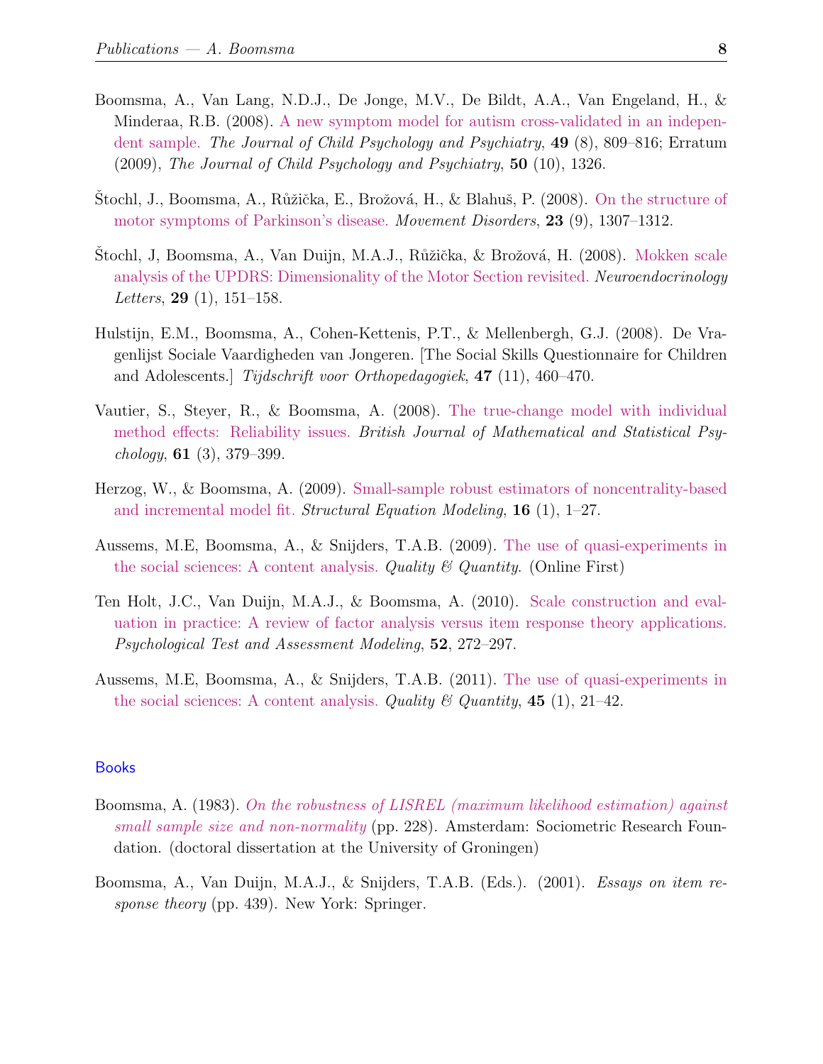Boomsma, A., Van Lang, N.D.J., De Jonge, M.V., De Bildt, A.A., Van Engeland, H., & Minderaa, R.B. (2008). A new symptom model for autism cross-validated in an independent sample. *The Journal of Child Psychology and Psychiatry*, **49** (8), 809–816; Erratum (2009), *The Journal of Child Psychology and Psychiatry*, **50** (10), 1326.

Štochl, J., Boomsma, A., Růžička, E., Brožová, H., & Blahuš, P. (2008). On the structure of motor symptoms of Parkinson's disease. *Movement Disorders*, **23** (9), 1307–1312.

Štochl, J, Boomsma, A., Van Duijn, M.A.J., Růžička, & Brožová, H. (2008). Mokken scale analysis of the UPDRS: Dimensionality of the Motor Section revisited. *Neuroendocrinology Letters*, **29** (1), 151–158.

Hulstijn, E.M., Boomsma, A., Cohen-Kettenis, P.T., & Mellenbergh, G.J. (2008). De Vragenlijst Sociale Vaardigheden van Jongeren. [The Social Skills Questionnaire for Children and Adolescents.] *Tijdschrift voor Orthopedagogiek*, **47** (11), 460–470.

Vautier, S., Steyer, R., & Boomsma, A. (2008). The true-change model with individual method effects: Reliability issues. *British Journal of Mathematical and Statistical Psychology*, **61** (3), 379–399.

Herzog, W., & Boomsma, A. (2009). Small-sample robust estimators of noncentrality-based and incremental model fit. *Structural Equation Modeling*, **16** (1), 1–27.

Aussems, M.E, Boomsma, A., & Snijders, T.A.B. (2009). The use of quasi-experiments in the social sciences: A content analysis. *Quality & Quantity*. (Online First)

Ten Holt, J.C., Van Duijn, M.A.J., & Boomsma, A. (2010). Scale construction and evaluation in practice: A review of factor analysis versus item response theory applications. *Psychological Test and Assessment Modeling*, **52**, 272–297.

Aussems, M.E, Boomsma, A., & Snijders, T.A.B. (2011). The use of quasi-experiments in the social sciences: A content analysis. *Quality & Quantity*, **45** (1), 21–42.

## Books

Boomsma, A. (1983). *On the robustness of LISREL (maximum likelihood estimation) against small sample size and non-normality* (pp. 228). Amsterdam: Sociometric Research Foundation. (doctoral dissertation at the University of Groningen)

Boomsma, A., Van Duijn, M.A.J., & Snijders, T.A.B. (Eds.). (2001). *Essays on item response theory* (pp. 439). New York: Springer.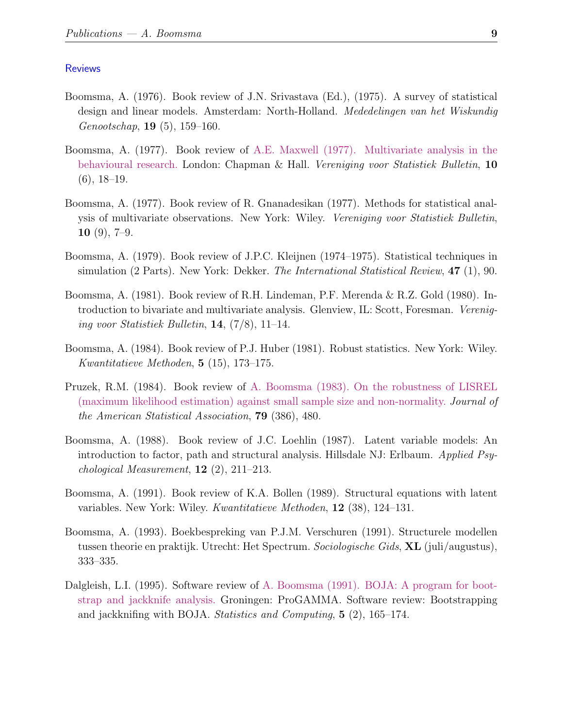## Reviews

Boomsma, A. (1976). Book review of J.N. Srivastava (Ed.), (1975). A survey of statistical design and linear models. Amsterdam: North-Holland. *Mededelingen van het Wiskundig Genootschap*, **19** (5), 159–160.

Boomsma, A. (1977). Book review of A.E. Maxwell (1977). Multivariate analysis in the behavioural research. London: Chapman & Hall. *Vereniging voor Statistiek Bulletin*, **10** (6), 18–19.

Boomsma, A. (1977). Book review of R. Gnanadesikan (1977). Methods for statistical analysis of multivariate observations. New York: Wiley. *Vereniging voor Statistiek Bulletin*, **10** (9), 7–9.

Boomsma, A. (1979). Book review of J.P.C. Kleijnen (1974–1975). Statistical techniques in simulation (2 Parts). New York: Dekker. *The International Statistical Review*, **47** (1), 90.

Boomsma, A. (1981). Book review of R.H. Lindeman, P.F. Merenda & R.Z. Gold (1980). Introduction to bivariate and multivariate analysis. Glenview, IL: Scott, Foresman. *Vereniging voor Statistiek Bulletin*, **14**, (7/8), 11–14.

Boomsma, A. (1984). Book review of P.J. Huber (1981). Robust statistics. New York: Wiley. *Kwantitatieve Methoden*, **5** (15), 173–175.

Pruzek, R.M. (1984). Book review of A. Boomsma (1983). On the robustness of LISREL (maximum likelihood estimation) against small sample size and non-normality. *Journal of the American Statistical Association*, **79** (386), 480.

Boomsma, A. (1988). Book review of J.C. Loehlin (1987). Latent variable models: An introduction to factor, path and structural analysis. Hillsdale NJ: Erlbaum. *Applied Psychological Measurement*, **12** (2), 211–213.

Boomsma, A. (1991). Book review of K.A. Bollen (1989). Structural equations with latent variables. New York: Wiley. *Kwantitatieve Methoden*, **12** (38), 124–131.

Boomsma, A. (1993). Boekbespreking van P.J.M. Verschuren (1991). Structurele modellen tussen theorie en praktijk. Utrecht: Het Spectrum. *Sociologische Gids*, **XL** (juli/augustus), 333–335.

Dalgleish, L.I. (1995). Software review of A. Boomsma (1991). BOJA: A program for bootstrap and jackknife analysis. Groningen: ProGAMMA. Software review: Bootstrapping and jackknifing with BOJA. *Statistics and Computing*, **5** (2), 165–174.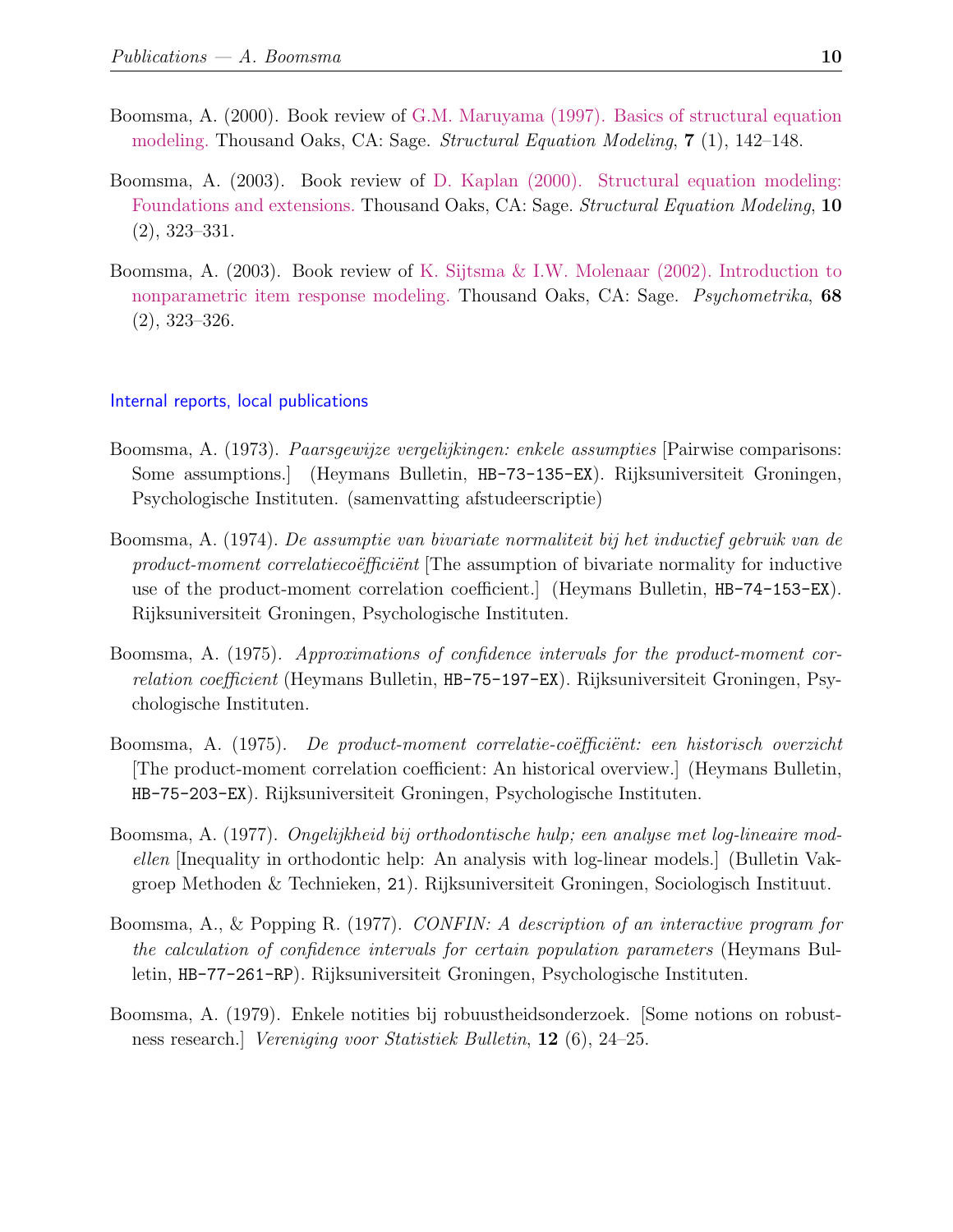Boomsma, A. (2000). Book review of G.M. Maruyama (1997). Basics of structural equation modeling. Thousand Oaks, CA: Sage. *Structural Equation Modeling*, **7** (1), 142–148.

Boomsma, A. (2003). Book review of D. Kaplan (2000). Structural equation modeling: Foundations and extensions. Thousand Oaks, CA: Sage. *Structural Equation Modeling*, **10** (2), 323–331.

Boomsma, A. (2003). Book review of K. Sijtsma & I.W. Molenaar (2002). Introduction to nonparametric item response modeling. Thousand Oaks, CA: Sage. *Psychometrika*, **68** (2), 323–326.

## Internal reports, local publications

Boomsma, A. (1973). *Paarsgewijze vergelijkingen: enkele assumpties* [Pairwise comparisons: Some assumptions.] (Heymans Bulletin, `HB-73-135-EX`). Rijksuniversiteit Groningen, Psychologische Instituten. (samenvatting afstudeerscriptie)

Boomsma, A. (1974). *De assumptie van bivariate normaliteit bij het inductief gebruik van de product-moment correlatiecoëfficiënt* [The assumption of bivariate normality for inductive use of the product-moment correlation coefficient.] (Heymans Bulletin, `HB-74-153-EX`). Rijksuniversiteit Groningen, Psychologische Instituten.

Boomsma, A. (1975). *Approximations of confidence intervals for the product-moment correlation coefficient* (Heymans Bulletin, `HB-75-197-EX`). Rijksuniversiteit Groningen, Psychologische Instituten.

Boomsma, A. (1975). *De product-moment correlatie-coëfficiënt: een historisch overzicht* [The product-moment correlation coefficient: An historical overview.] (Heymans Bulletin, `HB-75-203-EX`). Rijksuniversiteit Groningen, Psychologische Instituten.

Boomsma, A. (1977). *Ongelijkheid bij orthodontische hulp; een analyse met log-lineaire modellen* [Inequality in orthodontic help: An analysis with log-linear models.] (Bulletin Vakgroep Methoden & Technieken, 21). Rijksuniversiteit Groningen, Sociologisch Instituut.

Boomsma, A., & Popping R. (1977). *CONFIN: A description of an interactive program for the calculation of confidence intervals for certain population parameters* (Heymans Bulletin, `HB-77-261-RP`). Rijksuniversiteit Groningen, Psychologische Instituten.

Boomsma, A. (1979). Enkele notities bij robuustheidsonderzoek. [Some notions on robustness research.] *Vereniging voor Statistiek Bulletin*, **12** (6), 24–25.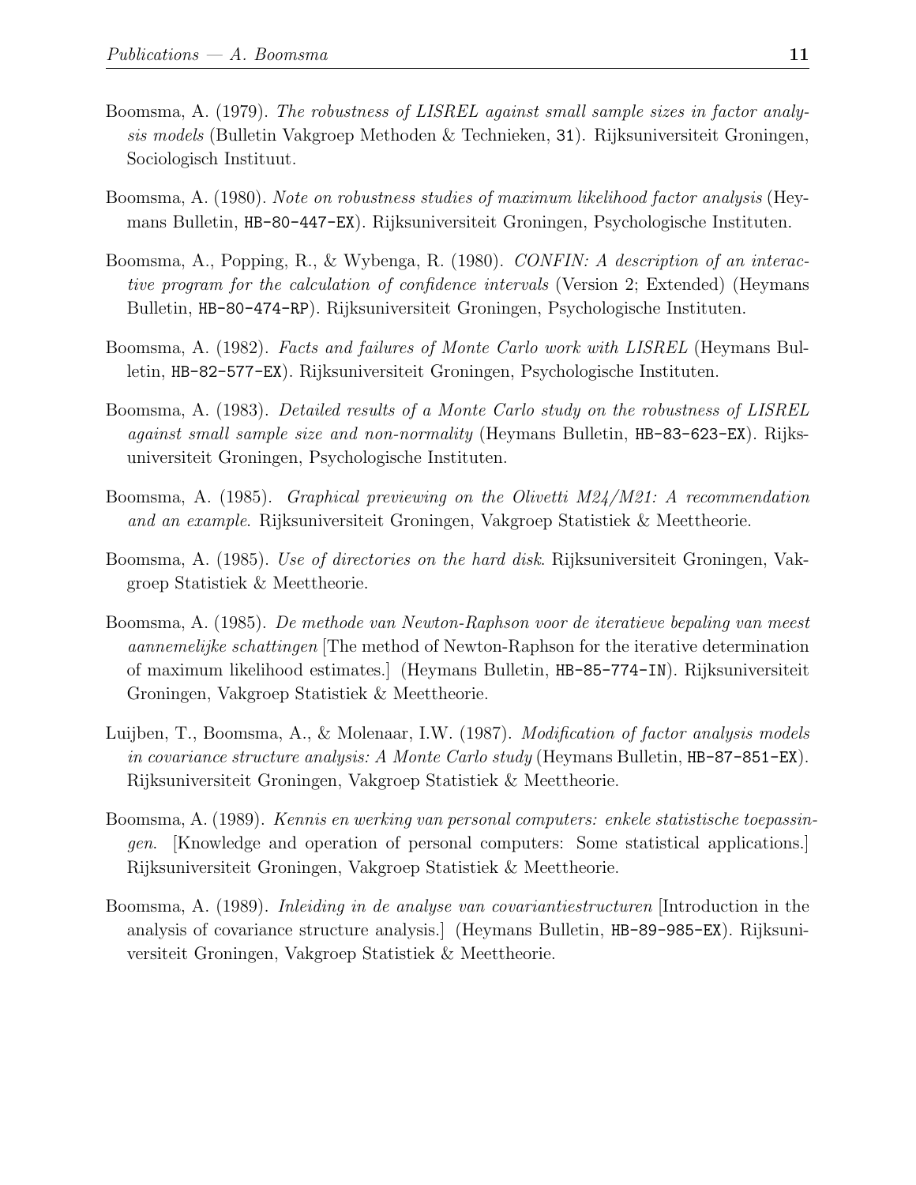Boomsma, A. (1979). *The robustness of LISREL against small sample sizes in factor analysis models* (Bulletin Vakgroep Methoden & Technieken, `31`). Rijksuniversiteit Groningen, Sociologisch Instituut.

Boomsma, A. (1980). *Note on robustness studies of maximum likelihood factor analysis* (Heymans Bulletin, `HB-80-447-EX`). Rijksuniversiteit Groningen, Psychologische Instituten.

Boomsma, A., Popping, R., & Wybenga, R. (1980). *CONFIN: A description of an interactive program for the calculation of confidence intervals* (Version 2; Extended) (Heymans Bulletin, `HB-80-474-RP`). Rijksuniversiteit Groningen, Psychologische Instituten.

Boomsma, A. (1982). *Facts and failures of Monte Carlo work with LISREL* (Heymans Bulletin, `HB-82-577-EX`). Rijksuniversiteit Groningen, Psychologische Instituten.

Boomsma, A. (1983). *Detailed results of a Monte Carlo study on the robustness of LISREL against small sample size and non-normality* (Heymans Bulletin, `HB-83-623-EX`). Rijksuniversiteit Groningen, Psychologische Instituten.

Boomsma, A. (1985). *Graphical previewing on the Olivetti M24/M21: A recommendation and an example*. Rijksuniversiteit Groningen, Vakgroep Statistiek & Meettheorie.

Boomsma, A. (1985). *Use of directories on the hard disk*. Rijksuniversiteit Groningen, Vakgroep Statistiek & Meettheorie.

Boomsma, A. (1985). *De methode van Newton-Raphson voor de iteratieve bepaling van meest aannemelijke schattingen* [The method of Newton-Raphson for the iterative determination of maximum likelihood estimates.] (Heymans Bulletin, `HB-85-774-IN`). Rijksuniversiteit Groningen, Vakgroep Statistiek & Meettheorie.

Luijben, T., Boomsma, A., & Molenaar, I.W. (1987). *Modification of factor analysis models in covariance structure analysis: A Monte Carlo study* (Heymans Bulletin, `HB-87-851-EX`). Rijksuniversiteit Groningen, Vakgroep Statistiek & Meettheorie.

Boomsma, A. (1989). *Kennis en werking van personal computers: enkele statistische toepassingen*. [Knowledge and operation of personal computers: Some statistical applications.] Rijksuniversiteit Groningen, Vakgroep Statistiek & Meettheorie.

Boomsma, A. (1989). *Inleiding in de analyse van covariantiestructuren* [Introduction in the analysis of covariance structure analysis.] (Heymans Bulletin, `HB-89-985-EX`). Rijksuniversiteit Groningen, Vakgroep Statistiek & Meettheorie.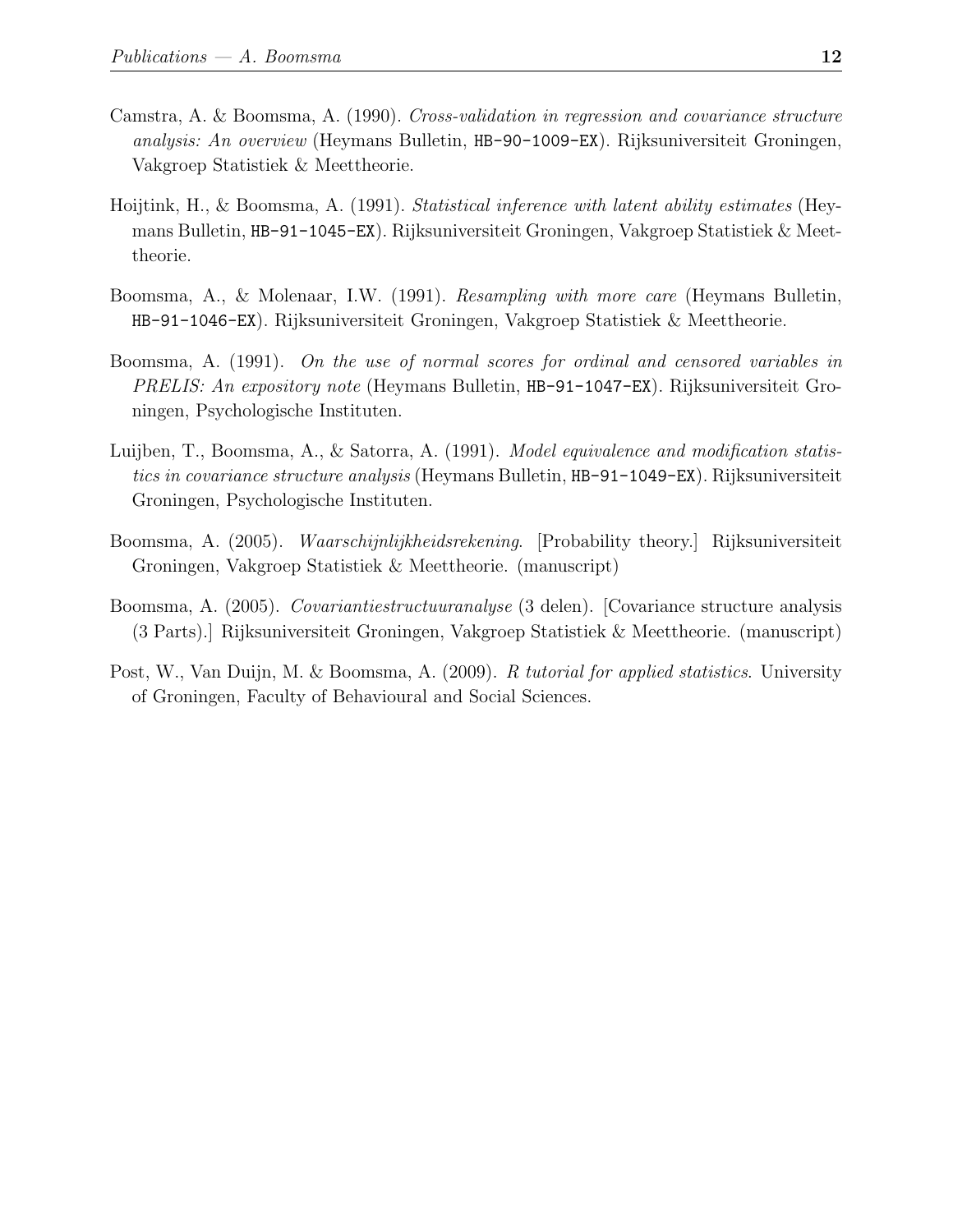Camstra, A. & Boomsma, A. (1990). *Cross-validation in regression and covariance structure analysis: An overview* (Heymans Bulletin, `HB-90-1009-EX`). Rijksuniversiteit Groningen, Vakgroep Statistiek & Meettheorie.

Hoijtink, H., & Boomsma, A. (1991). *Statistical inference with latent ability estimates* (Heymans Bulletin, `HB-91-1045-EX`). Rijksuniversiteit Groningen, Vakgroep Statistiek & Meettheorie.

Boomsma, A., & Molenaar, I.W. (1991). *Resampling with more care* (Heymans Bulletin, `HB-91-1046-EX`). Rijksuniversiteit Groningen, Vakgroep Statistiek & Meettheorie.

Boomsma, A. (1991). *On the use of normal scores for ordinal and censored variables in PRELIS: An expository note* (Heymans Bulletin, `HB-91-1047-EX`). Rijksuniversiteit Groningen, Psychologische Instituten.

Luijben, T., Boomsma, A., & Satorra, A. (1991). *Model equivalence and modification statistics in covariance structure analysis* (Heymans Bulletin, `HB-91-1049-EX`). Rijksuniversiteit Groningen, Psychologische Instituten.

Boomsma, A. (2005). *Waarschijnlijkheidsrekening*. [Probability theory.] Rijksuniversiteit Groningen, Vakgroep Statistiek & Meettheorie. (manuscript)

Boomsma, A. (2005). *Covariantiestructuuranalyse* (3 delen). [Covariance structure analysis (3 Parts).] Rijksuniversiteit Groningen, Vakgroep Statistiek & Meettheorie. (manuscript)

Post, W., Van Duijn, M. & Boomsma, A. (2009). *R tutorial for applied statistics*. University of Groningen, Faculty of Behavioural and Social Sciences.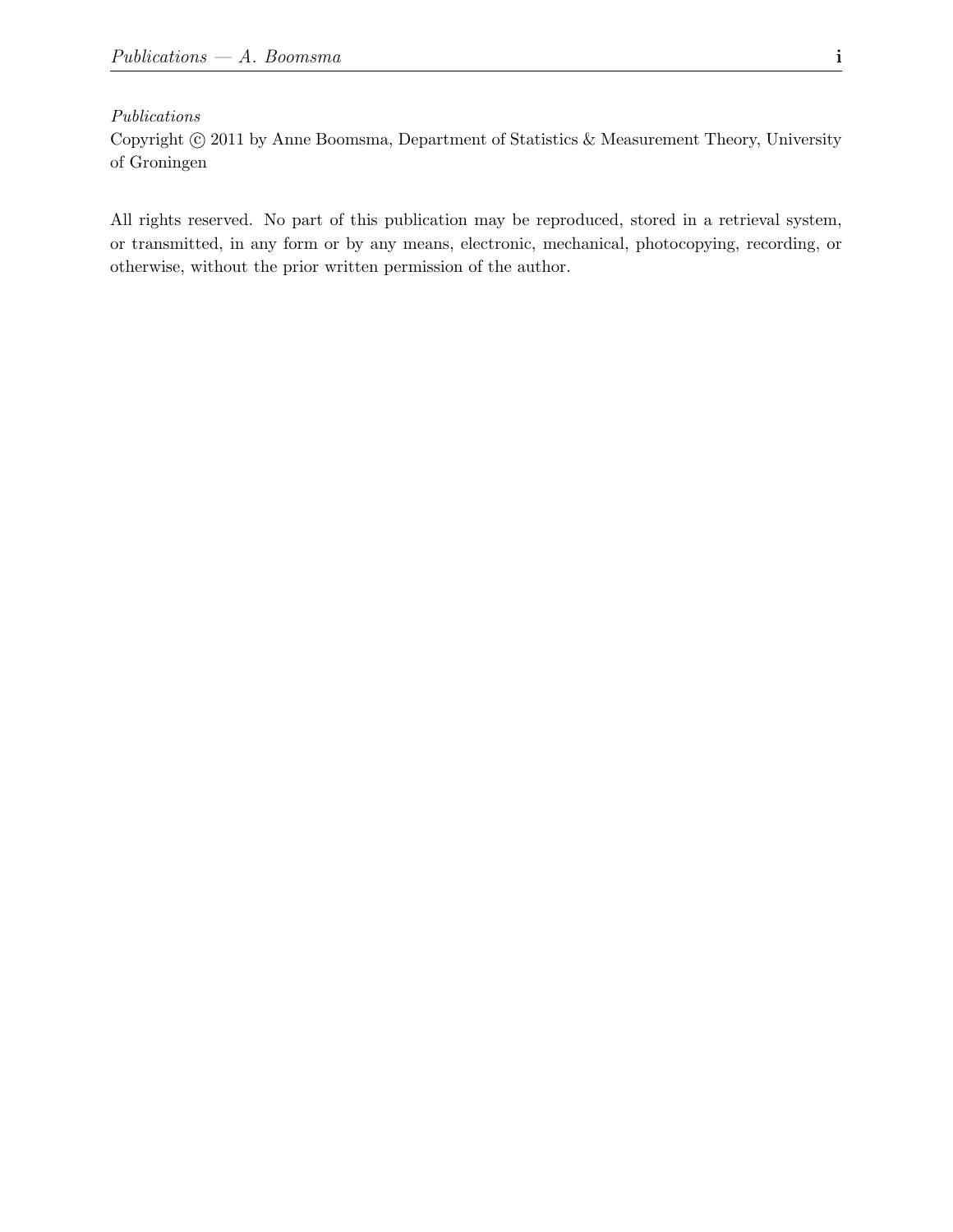*Publications*
Copyright © 2011 by Anne Boomsma, Department of Statistics & Measurement Theory, University of Groningen

All rights reserved. No part of this publication may be reproduced, stored in a retrieval system, or transmitted, in any form or by any means, electronic, mechanical, photocopying, recording, or otherwise, without the prior written permission of the author.